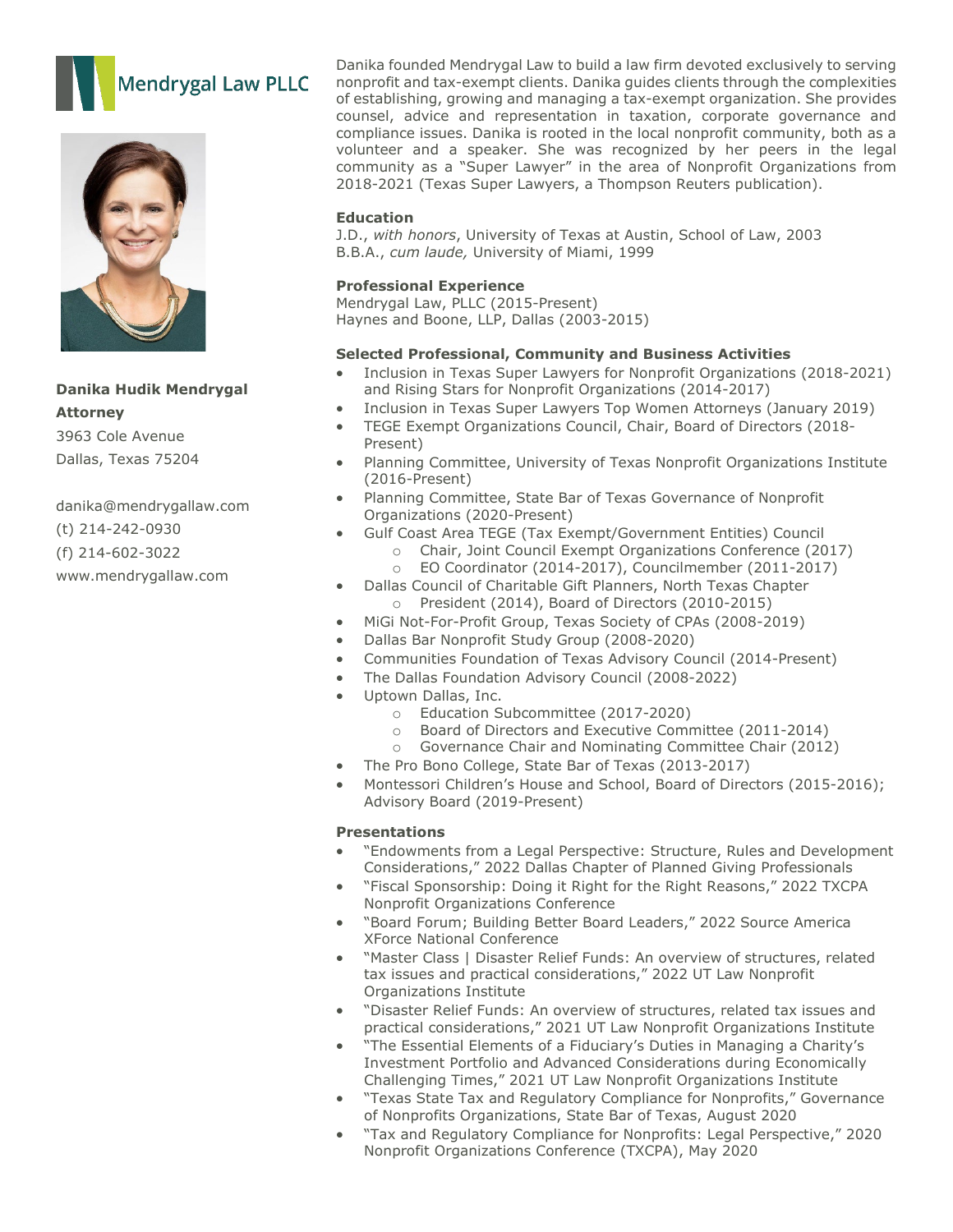Mendrygal Law PLLC

**Danika Hudik Mendrygal**
**Attorney**
3963 Cole Avenue
Dallas, Texas 75204

danika@mendrygallaw.com
(t) 214-242-0930
(f) 214-602-3022
www.mendrygallaw.com

Danika founded Mendrygal Law to build a law firm devoted exclusively to serving nonprofit and tax-exempt clients. Danika guides clients through the complexities of establishing, growing and managing a tax-exempt organization. She provides counsel, advice and representation in taxation, corporate governance and compliance issues. Danika is rooted in the local nonprofit community, both as a volunteer and a speaker. She was recognized by her peers in the legal community as a "Super Lawyer" in the area of Nonprofit Organizations from 2018-2021 (Texas Super Lawyers, a Thompson Reuters publication).

**Education**

J.D., *with honors*, University of Texas at Austin, School of Law, 2003
B.B.A., *cum laude,* University of Miami, 1999

**Professional Experience**

Mendrygal Law, PLLC (2015-Present)
Haynes and Boone, LLP, Dallas (2003-2015)

**Selected Professional, Community and Business Activities**

- Inclusion in Texas Super Lawyers for Nonprofit Organizations (2018-2021) and Rising Stars for Nonprofit Organizations (2014-2017)
- Inclusion in Texas Super Lawyers Top Women Attorneys (January 2019)
- TEGE Exempt Organizations Council, Chair, Board of Directors (2018-Present)
- Planning Committee, University of Texas Nonprofit Organizations Institute (2016-Present)
- Planning Committee, State Bar of Texas Governance of Nonprofit Organizations (2020-Present)
- Gulf Coast Area TEGE (Tax Exempt/Government Entities) Council
  - Chair, Joint Council Exempt Organizations Conference (2017)
  - EO Coordinator (2014-2017), Councilmember (2011-2017)
- Dallas Council of Charitable Gift Planners, North Texas Chapter
  - President (2014), Board of Directors (2010-2015)
- MiGi Not-For-Profit Group, Texas Society of CPAs (2008-2019)
- Dallas Bar Nonprofit Study Group (2008-2020)
- Communities Foundation of Texas Advisory Council (2014-Present)
- The Dallas Foundation Advisory Council (2008-2022)
- Uptown Dallas, Inc.
  - Education Subcommittee (2017-2020)
  - Board of Directors and Executive Committee (2011-2014)
  - Governance Chair and Nominating Committee Chair (2012)
- The Pro Bono College, State Bar of Texas (2013-2017)
- Montessori Children's House and School, Board of Directors (2015-2016); Advisory Board (2019-Present)

**Presentations**

- "Endowments from a Legal Perspective: Structure, Rules and Development Considerations," 2022 Dallas Chapter of Planned Giving Professionals
- "Fiscal Sponsorship: Doing it Right for the Right Reasons," 2022 TXCPA Nonprofit Organizations Conference
- "Board Forum; Building Better Board Leaders," 2022 Source America XForce National Conference
- "Master Class | Disaster Relief Funds: An overview of structures, related tax issues and practical considerations," 2022 UT Law Nonprofit Organizations Institute
- "Disaster Relief Funds: An overview of structures, related tax issues and practical considerations," 2021 UT Law Nonprofit Organizations Institute
- "The Essential Elements of a Fiduciary's Duties in Managing a Charity's Investment Portfolio and Advanced Considerations during Economically Challenging Times," 2021 UT Law Nonprofit Organizations Institute
- "Texas State Tax and Regulatory Compliance for Nonprofits," Governance of Nonprofits Organizations, State Bar of Texas, August 2020
- "Tax and Regulatory Compliance for Nonprofits: Legal Perspective," 2020 Nonprofit Organizations Conference (TXCPA), May 2020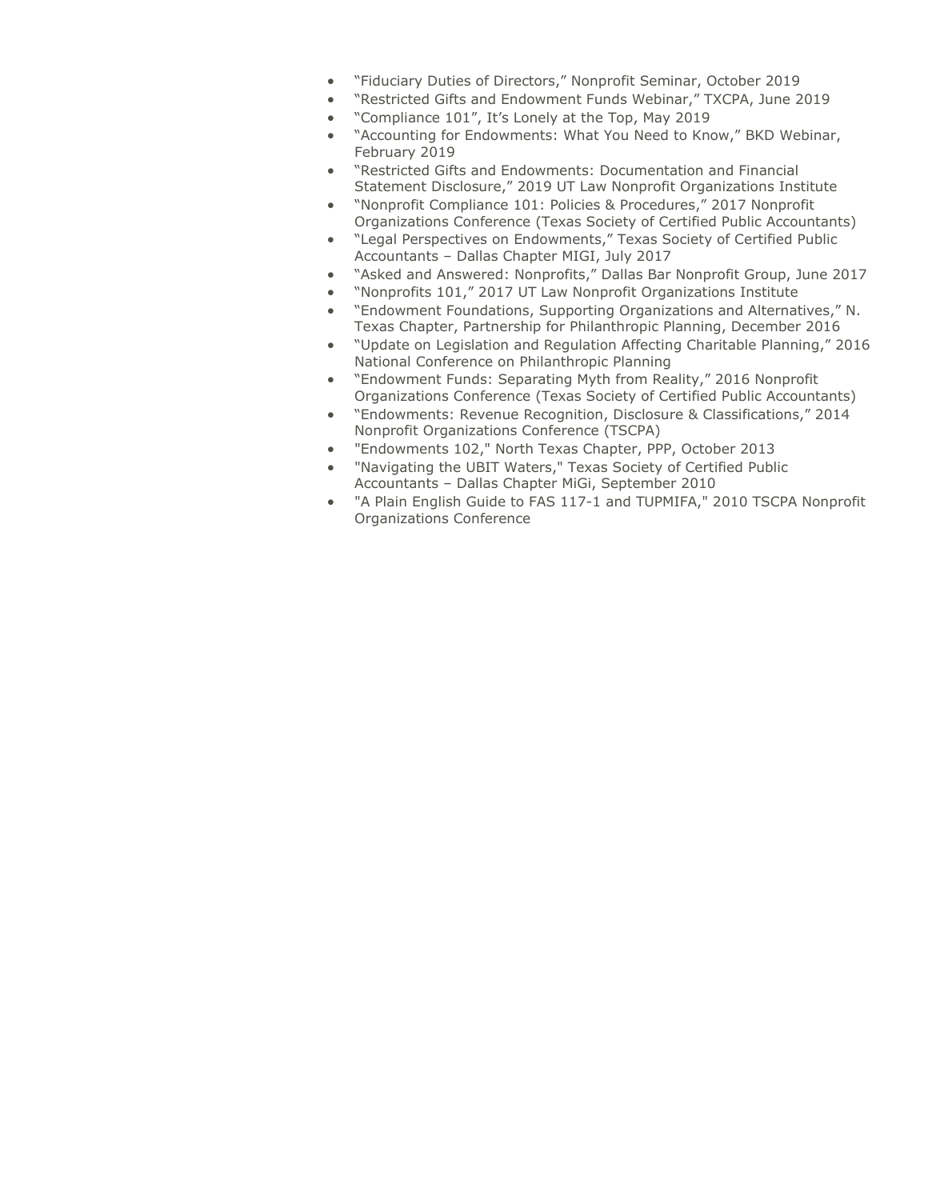- "Fiduciary Duties of Directors," Nonprofit Seminar, October 2019
- "Restricted Gifts and Endowment Funds Webinar," TXCPA, June 2019
- "Compliance 101", It's Lonely at the Top, May 2019
- "Accounting for Endowments: What You Need to Know," BKD Webinar, February 2019
- "Restricted Gifts and Endowments: Documentation and Financial Statement Disclosure," 2019 UT Law Nonprofit Organizations Institute
- "Nonprofit Compliance 101: Policies & Procedures," 2017 Nonprofit Organizations Conference (Texas Society of Certified Public Accountants)
- "Legal Perspectives on Endowments," Texas Society of Certified Public Accountants – Dallas Chapter MIGI, July 2017
- "Asked and Answered: Nonprofits," Dallas Bar Nonprofit Group, June 2017
- "Nonprofits 101," 2017 UT Law Nonprofit Organizations Institute
- "Endowment Foundations, Supporting Organizations and Alternatives," N. Texas Chapter, Partnership for Philanthropic Planning, December 2016
- "Update on Legislation and Regulation Affecting Charitable Planning," 2016 National Conference on Philanthropic Planning
- "Endowment Funds: Separating Myth from Reality," 2016 Nonprofit Organizations Conference (Texas Society of Certified Public Accountants)
- "Endowments: Revenue Recognition, Disclosure & Classifications," 2014 Nonprofit Organizations Conference (TSCPA)
- "Endowments 102," North Texas Chapter, PPP, October 2013
- "Navigating the UBIT Waters," Texas Society of Certified Public Accountants – Dallas Chapter MiGi, September 2010
- "A Plain English Guide to FAS 117-1 and TUPMIFA," 2010 TSCPA Nonprofit Organizations Conference